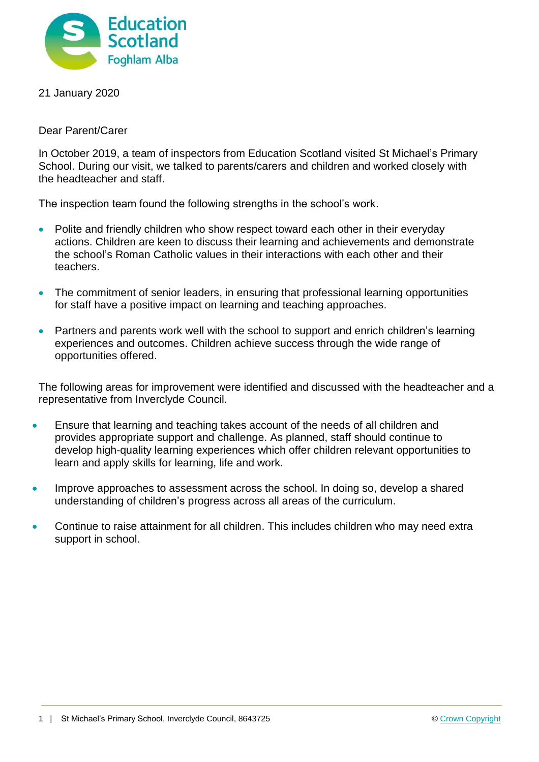21 January 2020

Dear Parent/Carer

In October 2019, a team of inspectors from Education Scotland visited St Michael's Primary School. During our visit, we talked to parents/carers and children and worked closely with the headteacher and staff.

The inspection team found the following strengths in the school's work.

- Polite and friendly children who show respect toward each other in their everyday actions. Children are keen to discuss their learning and achievements and demonstrate the school's Roman Catholic values in their interactions with each other and their teachers.
- The commitment of senior leaders, in ensuring that professional learning opportunities for staff have a positive impact on learning and teaching approaches.
- Partners and parents work well with the school to support and enrich children's learning experiences and outcomes. Children achieve success through the wide range of opportunities offered.

The following areas for improvement were identified and discussed with the headteacher and a representative from Inverclyde Council.

- Ensure that learning and teaching takes account of the needs of all children and provides appropriate support and challenge. As planned, staff should continue to develop high-quality learning experiences which offer children relevant opportunities to learn and apply skills for learning, life and work.
- Improve approaches to assessment across the school. In doing so, develop a shared understanding of children's progress across all areas of the curriculum.
- Continue to raise attainment for all children. This includes children who may need extra support in school.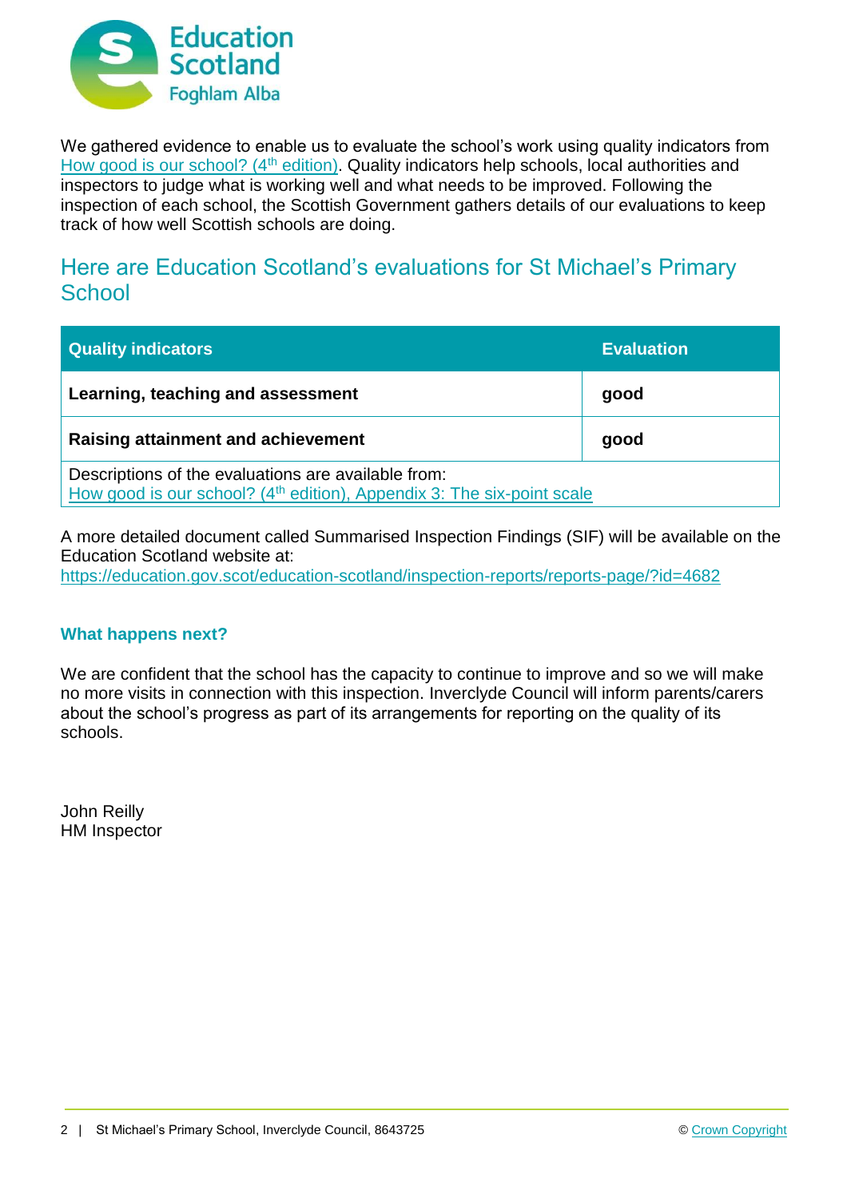We gathered evidence to enable us to evaluate the school's work using quality indicators from How good is our school? (4th edition). Quality indicators help schools, local authorities and inspectors to judge what is working well and what needs to be improved. Following the inspection of each school, the Scottish Government gathers details of our evaluations to keep track of how well Scottish schools are doing.

## Here are Education Scotland's evaluations for St Michael's Primary School

| Quality indicators | Evaluation |
|---|---|
| **Learning, teaching and assessment** | **good** |
| **Raising attainment and achievement** | **good** |
| Descriptions of the evaluations are available from: How good is our school? (4th edition), Appendix 3: The six-point scale | |

A more detailed document called Summarised Inspection Findings (SIF) will be available on the Education Scotland website at: https://education.gov.scot/education-scotland/inspection-reports/reports-page/?id=4682

### What happens next?

We are confident that the school has the capacity to continue to improve and so we will make no more visits in connection with this inspection. Inverclyde Council will inform parents/carers about the school's progress as part of its arrangements for reporting on the quality of its schools.

John Reilly
HM Inspector